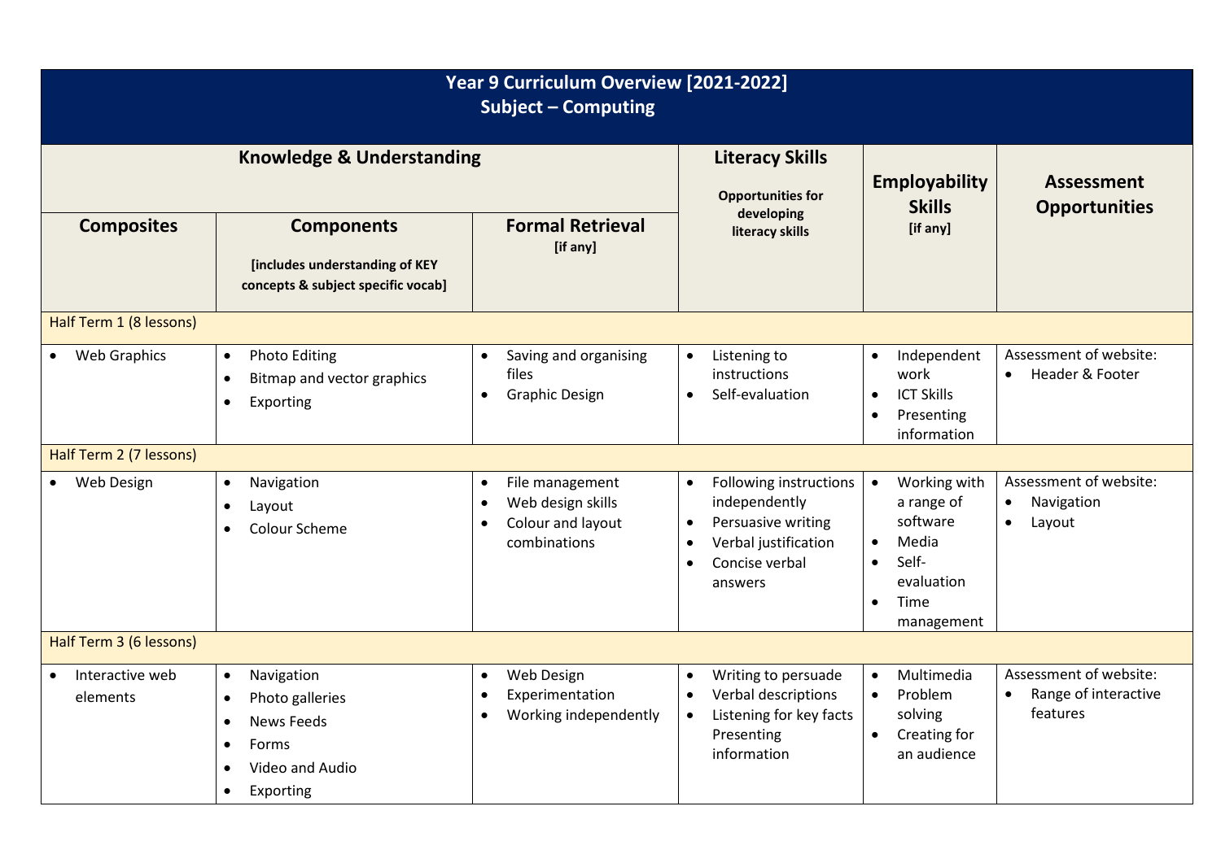# Year 9 Curriculum Overview [2021-2022]
## Subject – Computing

| Knowledge & Understanding | | | Literacy Skills | Employability Skills | Assessment Opportunities |
|---|---|---|---|---|---|
| **Composites** | **Components** [includes understanding of KEY concepts & subject specific vocab] | **Formal Retrieval** [if any] | Opportunities for developing literacy skills | [if any] | |
| Half Term 1 (8 lessons) | | | | | |
| • Web Graphics | • Photo Editing<br>• Bitmap and vector graphics<br>• Exporting | • Saving and organising files<br>• Graphic Design | • Listening to instructions<br>• Self-evaluation | • Independent work<br>• ICT Skills<br>• Presenting information | Assessment of website:<br>• Header & Footer |
| Half Term 2 (7 lessons) | | | | | |
| • Web Design | • Navigation<br>• Layout<br>• Colour Scheme | • File management<br>• Web design skills<br>• Colour and layout combinations | • Following instructions independently<br>• Persuasive writing<br>• Verbal justification<br>• Concise verbal answers | • Working with a range of software<br>• Media<br>• Self-evaluation<br>• Time management | Assessment of website:<br>• Navigation<br>• Layout |
| Half Term 3 (6 lessons) | | | | | |
| • Interactive web elements | • Navigation<br>• Photo galleries<br>• News Feeds<br>• Forms<br>• Video and Audio<br>• Exporting | • Web Design<br>• Experimentation<br>• Working independently | • Writing to persuade<br>• Verbal descriptions<br>• Listening for key facts Presenting information | • Multimedia<br>• Problem solving<br>• Creating for an audience | Assessment of website:<br>• Range of interactive features |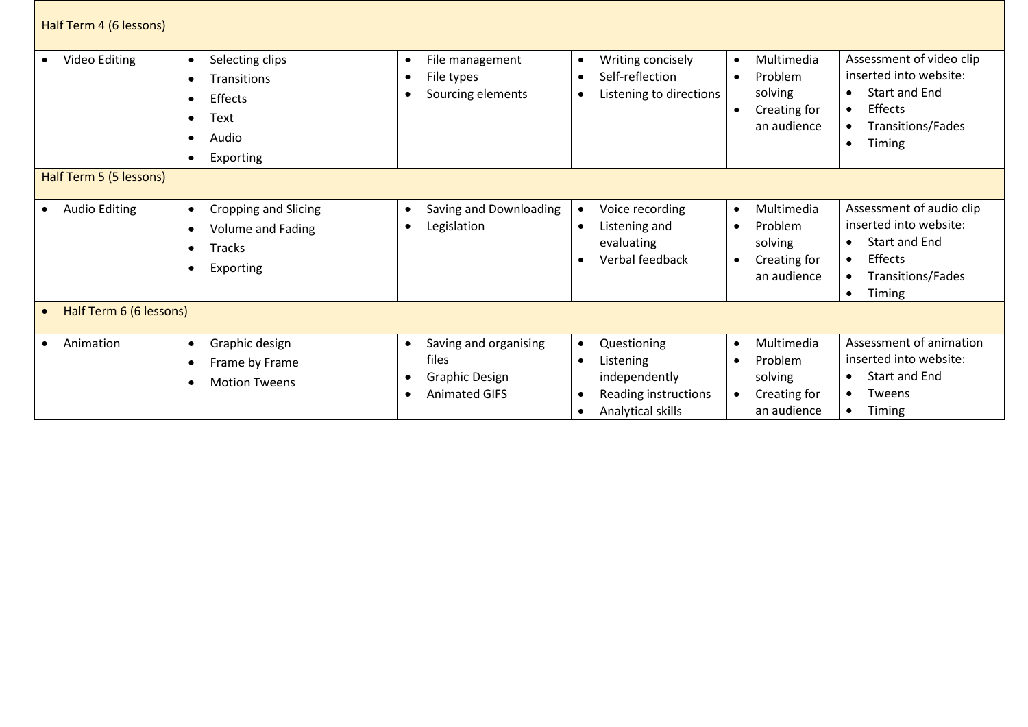| | | | | | |
|---|---|---|---|---|---|
| Half Term 4 (6 lessons) | | | | | |
| • Video Editing | • Selecting clips<br>• Transitions<br>• Effects<br>• Text<br>• Audio<br>• Exporting | • File management<br>• File types<br>• Sourcing elements | • Writing concisely<br>• Self-reflection<br>• Listening to directions | • Multimedia<br>• Problem solving<br>• Creating for an audience | Assessment of video clip inserted into website:<br>• Start and End<br>• Effects<br>• Transitions/Fades<br>• Timing |
| Half Term 5 (5 lessons) | | | | | |
| • Audio Editing | • Cropping and Slicing<br>• Volume and Fading<br>• Tracks<br>• Exporting | • Saving and Downloading<br>• Legislation | • Voice recording<br>• Listening and evaluating<br>• Verbal feedback | • Multimedia<br>• Problem solving<br>• Creating for an audience | Assessment of audio clip inserted into website:<br>• Start and End<br>• Effects<br>• Transitions/Fades<br>• Timing |
| • Half Term 6 (6 lessons) | | | | | |
| • Animation | • Graphic design<br>• Frame by Frame<br>• Motion Tweens | • Saving and organising files<br>• Graphic Design<br>• Animated GIFS | • Questioning<br>• Listening independently<br>• Reading instructions<br>• Analytical skills | • Multimedia<br>• Problem solving<br>• Creating for an audience | Assessment of animation inserted into website:<br>• Start and End<br>• Tweens<br>• Timing |